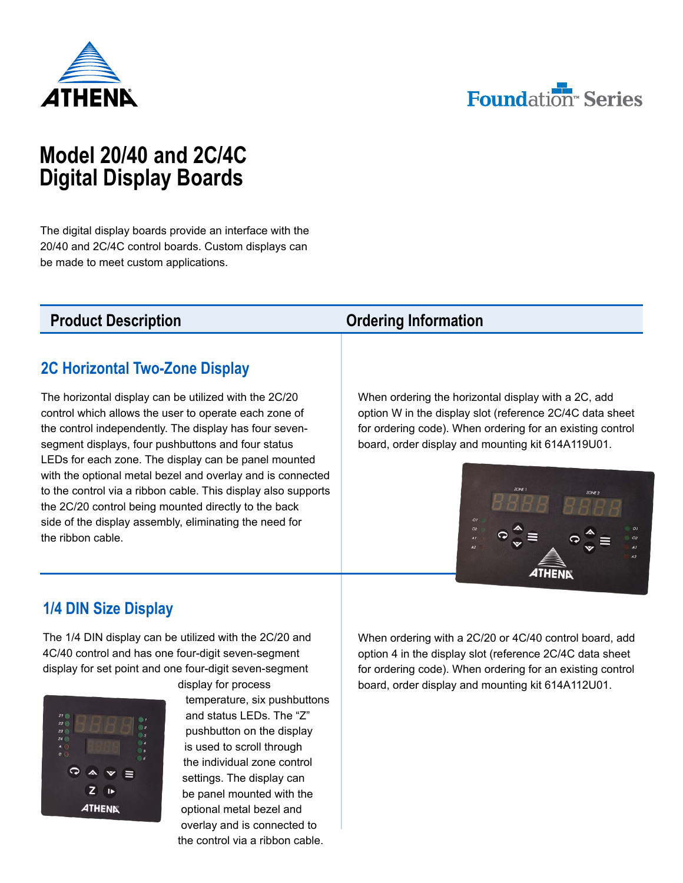# Model 20/40 and 2C/4C Digital Display Boards

Foundation™ Series

The digital display boards provide an interface with the 20/40 and 2C/4C control boards. Custom displays can be made to meet custom applications.

## Product Description

## Ordering Information

### 2C Horizontal Two-Zone Display

The horizontal display can be utilized with the 2C/20 control which allows the user to operate each zone of the control independently. The display has four seven-segment displays, four pushbuttons and four status LEDs for each zone. The display can be panel mounted with the optional metal bezel and overlay and is connected to the control via a ribbon cable. This display also supports the 2C/20 control being mounted directly to the back side of the display assembly, eliminating the need for the ribbon cable.

When ordering the horizontal display with a 2C, add option W in the display slot (reference 2C/4C data sheet for ordering code). When ordering for an existing control board, order display and mounting kit 614A119U01.

### 1/4 DIN Size Display

The 1/4 DIN display can be utilized with the 2C/20 and 4C/40 control and has one four-digit seven-segment display for set point and one four-digit seven-segment display for process temperature, six pushbuttons and status LEDs. The "Z" pushbutton on the display is used to scroll through the individual zone control settings. The display can be panel mounted with the optional metal bezel and overlay and is connected to the control via a ribbon cable.

When ordering with a 2C/20 or 4C/40 control board, add option 4 in the display slot (reference 2C/4C data sheet for ordering code). When ordering for an existing control board, order display and mounting kit 614A112U01.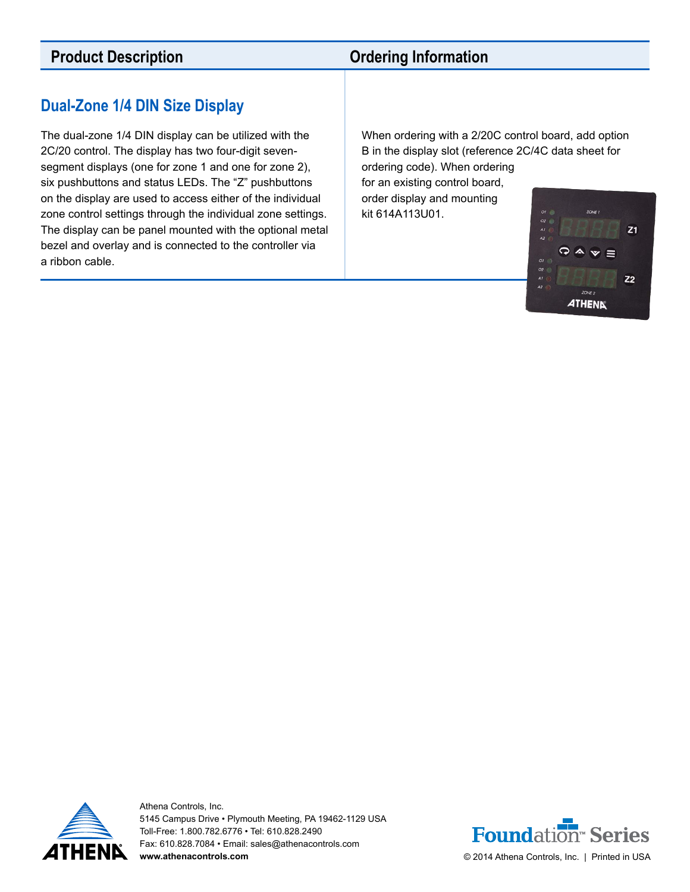## Product Description

### Dual-Zone 1/4 DIN Size Display

The dual-zone 1/4 DIN display can be utilized with the 2C/20 control. The display has two four-digit seven-segment displays (one for zone 1 and one for zone 2), six pushbuttons and status LEDs. The "Z" pushbuttons on the display are used to access either of the individual zone control settings through the individual zone settings. The display can be panel mounted with the optional metal bezel and overlay and is connected to the controller via a ribbon cable.

## Ordering Information

When ordering with a 2/20C control board, add option B in the display slot (reference 2C/4C data sheet for ordering code). When ordering for an existing control board, order display and mounting kit 614A113U01.

Athena Controls, Inc.
5145 Campus Drive • Plymouth Meeting, PA 19462-1129 USA
Toll-Free: 1.800.782.6776 • Tel: 610.828.2490
Fax: 610.828.7084 • Email: sales@athenacontrols.com
**www.athenacontrols.com**

Foundation™ Series

© 2014 Athena Controls, Inc. | Printed in USA